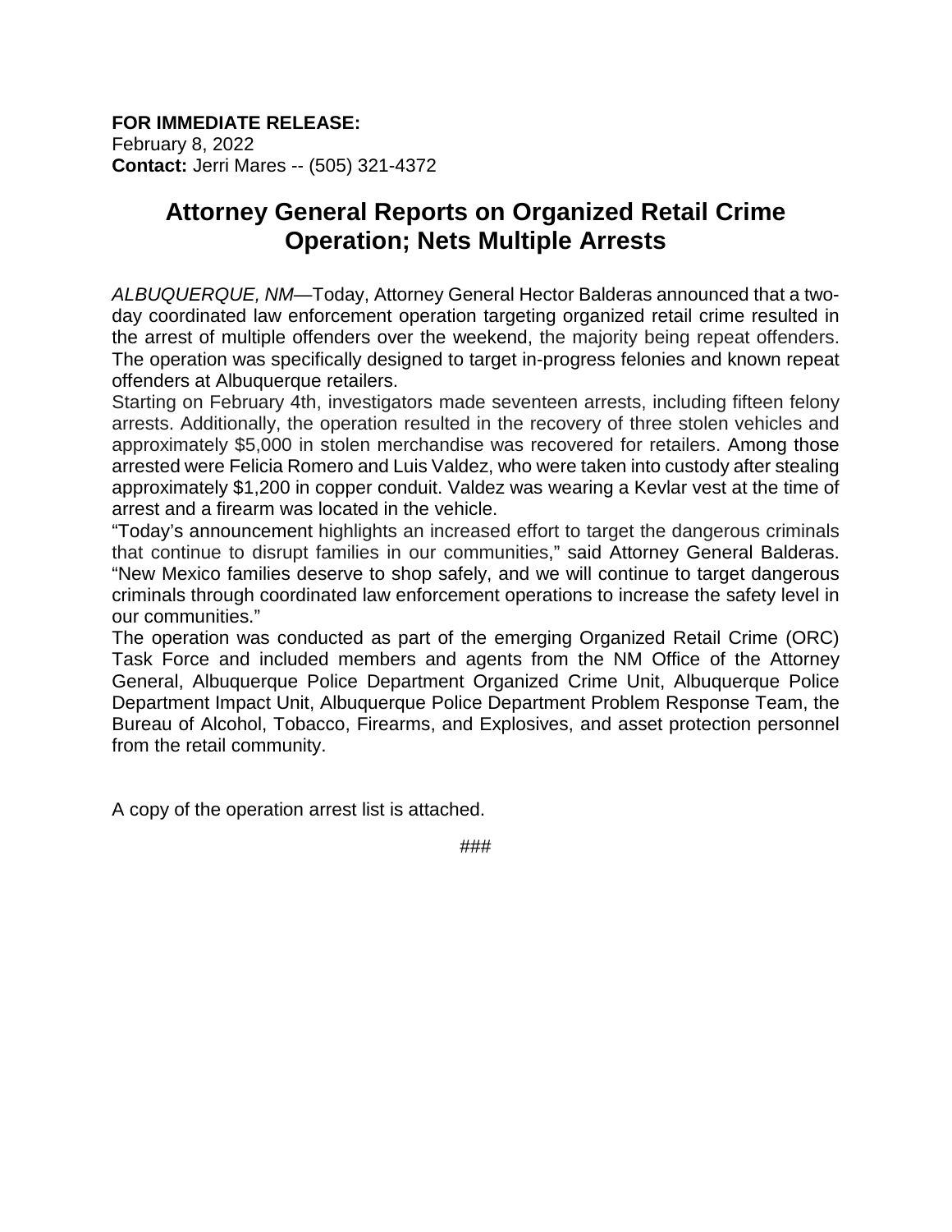**FOR IMMEDIATE RELEASE:**
February 8, 2022
**Contact:** Jerri Mares -- (505) 321-4372

# Attorney General Reports on Organized Retail Crime Operation; Nets Multiple Arrests

*ALBUQUERQUE, NM*—Today, Attorney General Hector Balderas announced that a two-day coordinated law enforcement operation targeting organized retail crime resulted in the arrest of multiple offenders over the weekend, the majority being repeat offenders. The operation was specifically designed to target in-progress felonies and known repeat offenders at Albuquerque retailers.

Starting on February 4th, investigators made seventeen arrests, including fifteen felony arrests. Additionally, the operation resulted in the recovery of three stolen vehicles and approximately $5,000 in stolen merchandise was recovered for retailers. Among those arrested were Felicia Romero and Luis Valdez, who were taken into custody after stealing approximately $1,200 in copper conduit. Valdez was wearing a Kevlar vest at the time of arrest and a firearm was located in the vehicle.

"Today's announcement highlights an increased effort to target the dangerous criminals that continue to disrupt families in our communities," said Attorney General Balderas. "New Mexico families deserve to shop safely, and we will continue to target dangerous criminals through coordinated law enforcement operations to increase the safety level in our communities."

The operation was conducted as part of the emerging Organized Retail Crime (ORC) Task Force and included members and agents from the NM Office of the Attorney General, Albuquerque Police Department Organized Crime Unit, Albuquerque Police Department Impact Unit, Albuquerque Police Department Problem Response Team, the Bureau of Alcohol, Tobacco, Firearms, and Explosives, and asset protection personnel from the retail community.

A copy of the operation arrest list is attached.

###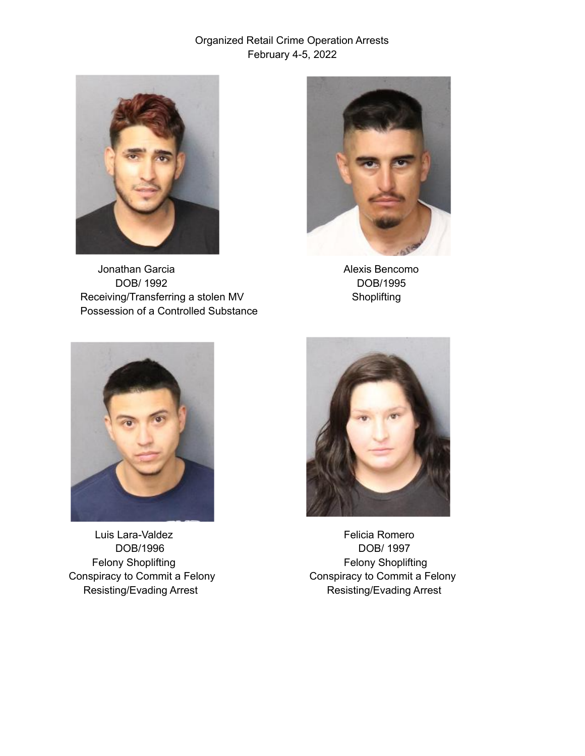Organized Retail Crime Operation Arrests
February 4-5, 2022

Jonathan Garcia
DOB/ 1992
Receiving/Transferring a stolen MV
Possession of a Controlled Substance

Alexis Bencomo
DOB/1995
Shoplifting

Luis Lara-Valdez
DOB/1996
Felony Shoplifting
Conspiracy to Commit a Felony
Resisting/Evading Arrest

Felicia Romero
DOB/ 1997
Felony Shoplifting
Conspiracy to Commit a Felony
Resisting/Evading Arrest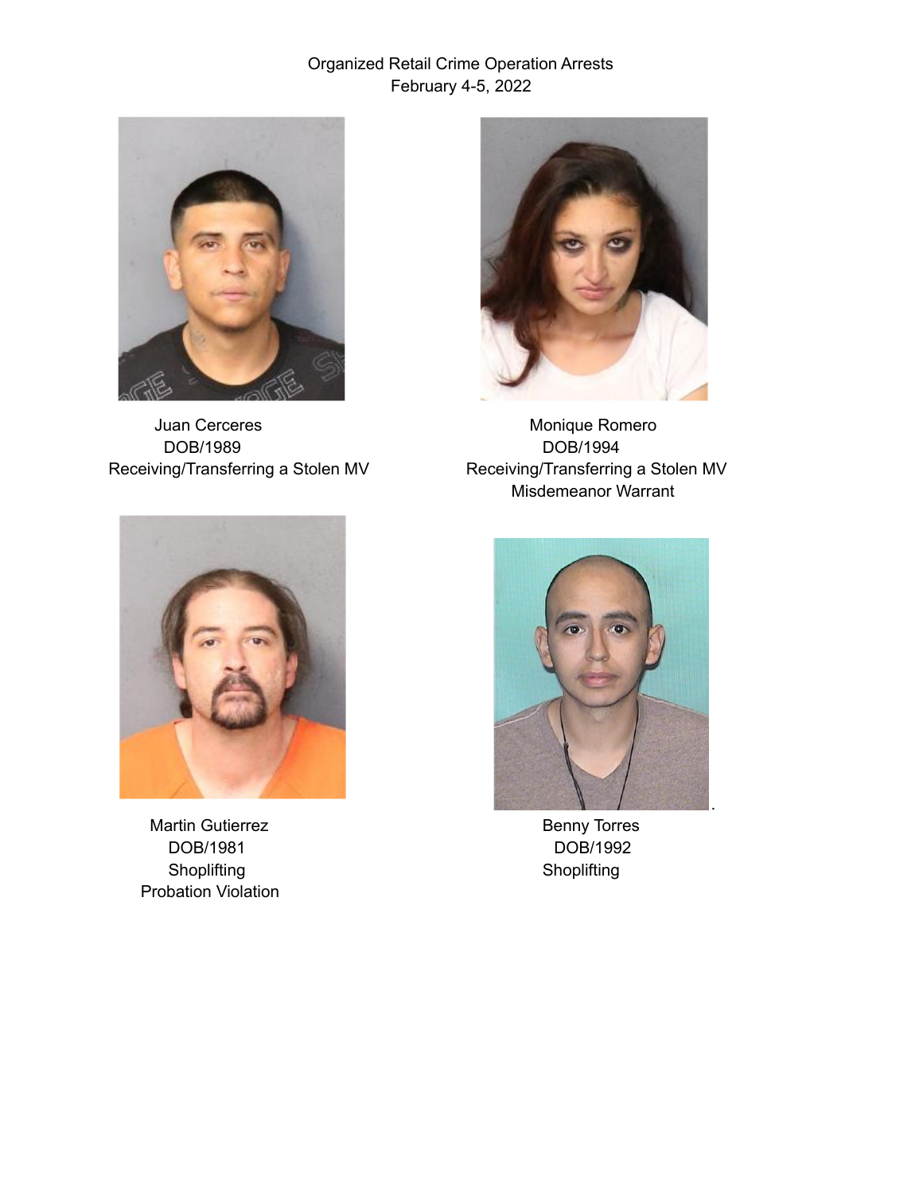Organized Retail Crime Operation Arrests
February 4-5, 2022

Juan Cerceres
DOB/1989
Receiving/Transferring a Stolen MV

Monique Romero
DOB/1994
Receiving/Transferring a Stolen MV
Misdemeanor Warrant

Martin Gutierrez
DOB/1981
Shoplifting
Probation Violation

Benny Torres
DOB/1992
Shoplifting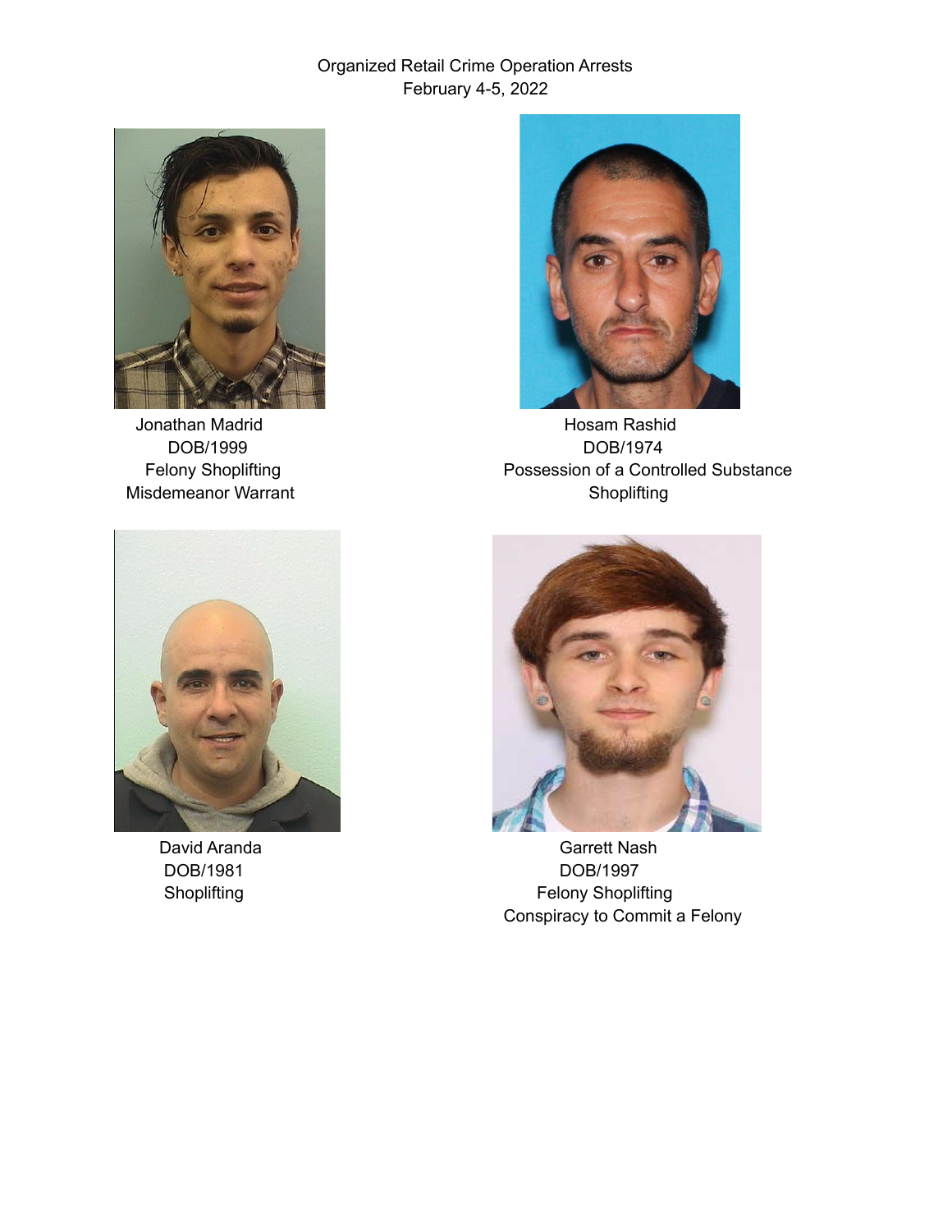Organized Retail Crime Operation Arrests
February 4-5, 2022

Jonathan Madrid
DOB/1999
Felony Shoplifting
Misdemeanor Warrant

Hosam Rashid
DOB/1974
Possession of a Controlled Substance
Shoplifting

David Aranda
DOB/1981
Shoplifting

Garrett Nash
DOB/1997
Felony Shoplifting
Conspiracy to Commit a Felony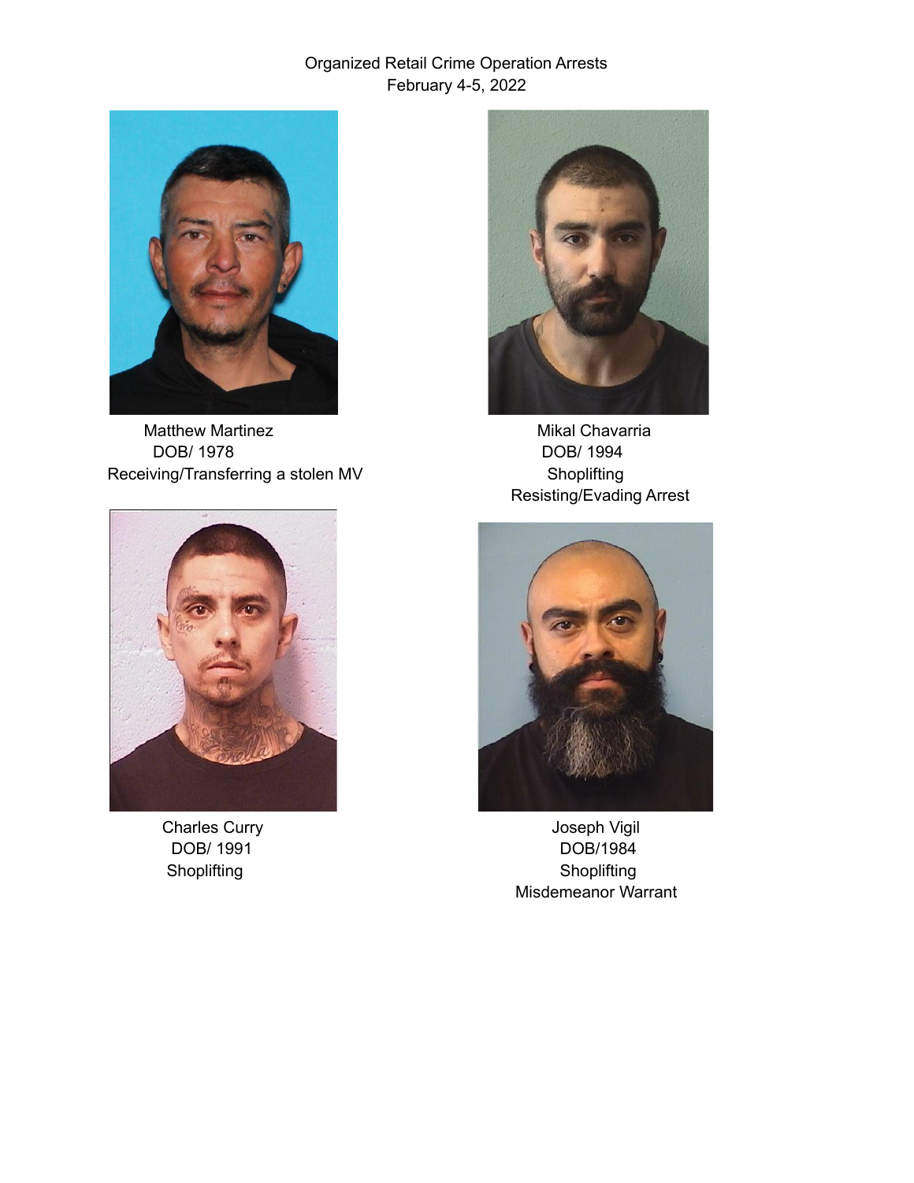Organized Retail Crime Operation Arrests
February 4-5, 2022

Matthew Martinez
DOB/ 1978
Receiving/Transferring a stolen MV

Mikal Chavarria
DOB/ 1994
Shoplifting
Resisting/Evading Arrest

Charles Curry
DOB/ 1991
Shoplifting

Joseph Vigil
DOB/1984
Shoplifting
Misdemeanor Warrant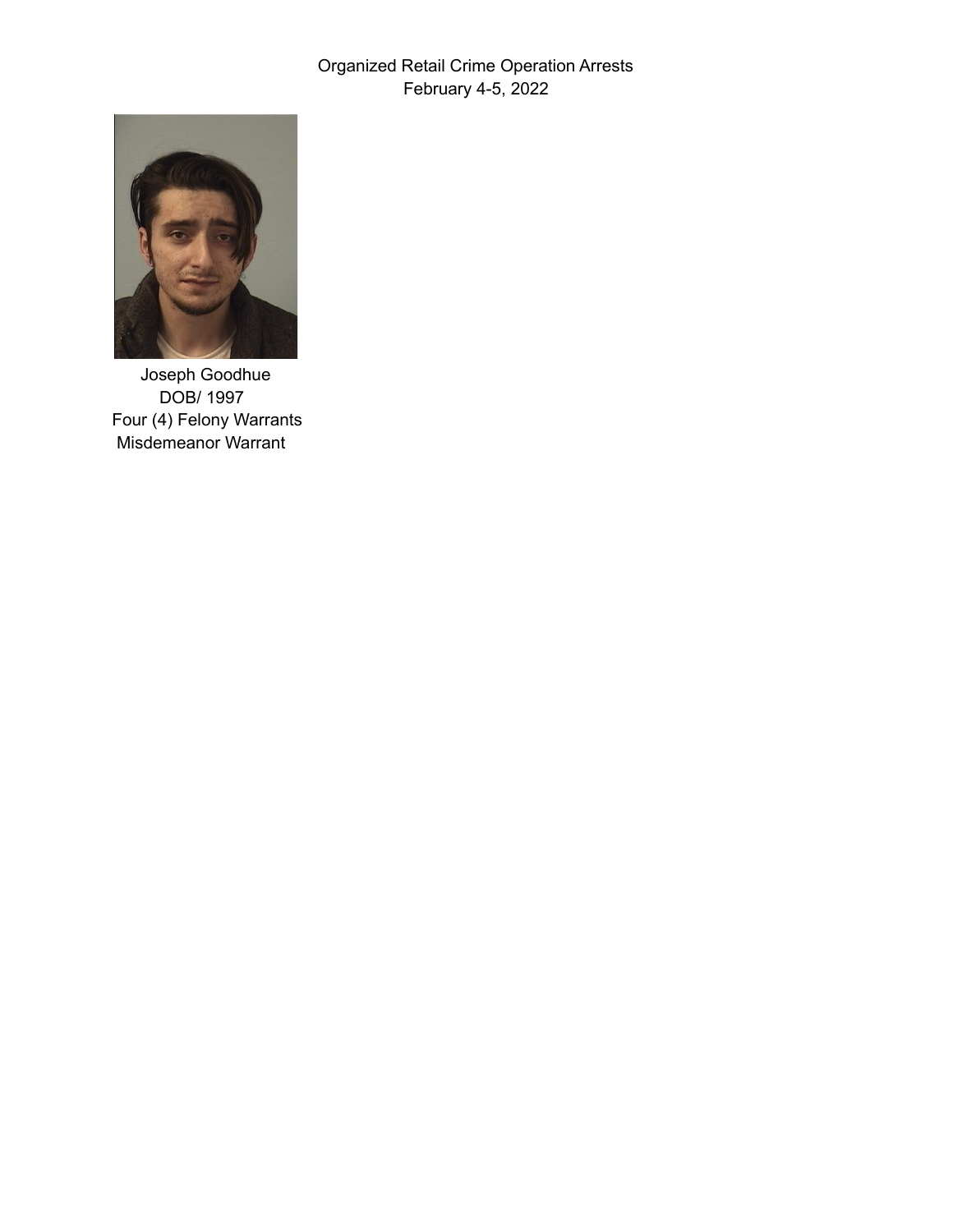Organized Retail Crime Operation Arrests
February 4-5, 2022

Joseph Goodhue
DOB/ 1997
Four (4) Felony Warrants
Misdemeanor Warrant